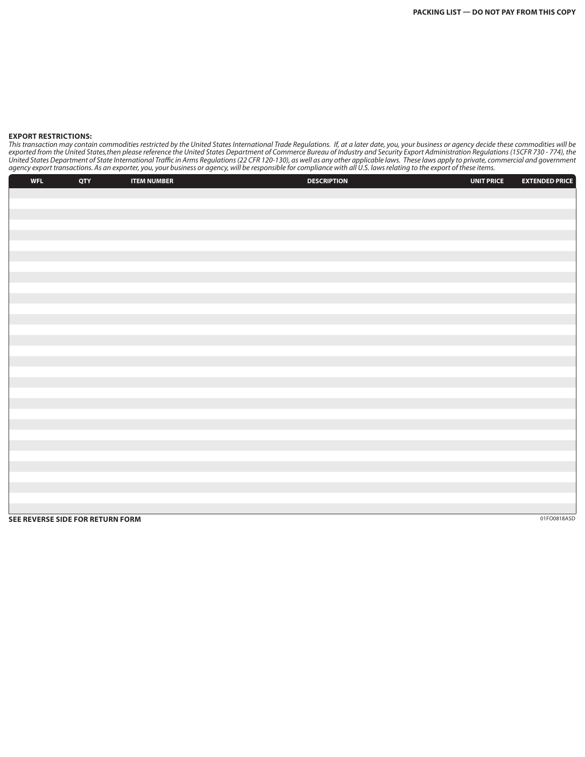**PACKING LIST — DO NOT PAY FROM THIS COPY**

**EXPORT RESTRICTIONS:**

*This transaction may contain commodities restricted by the United States International Trade Regulations. If, at a later date, you, your business or agency decide these commodities will be exported from the United States,then please reference the United States Department of Commerce Bureau of Industry and Security Export Administration Regulations (15CFR 730 - 774), the United States Department of State International Traffic in Arms Regulations (22 CFR 120-130), as well as any other applicable laws. These laws apply to private, commercial and government agency export transactions. As an exporter, you, your business or agency, will be responsible for compliance with all U.S. laws relating to the export of these items.*

| WFL | QTY | ITEM NUMBER | DESCRIPTION | UNIT PRICE | EXTENDED PRICE |
|---|---|---|---|---|---|
| | | | | | |

**SEE REVERSE SIDE FOR RETURN FORM**

01FO0818ASD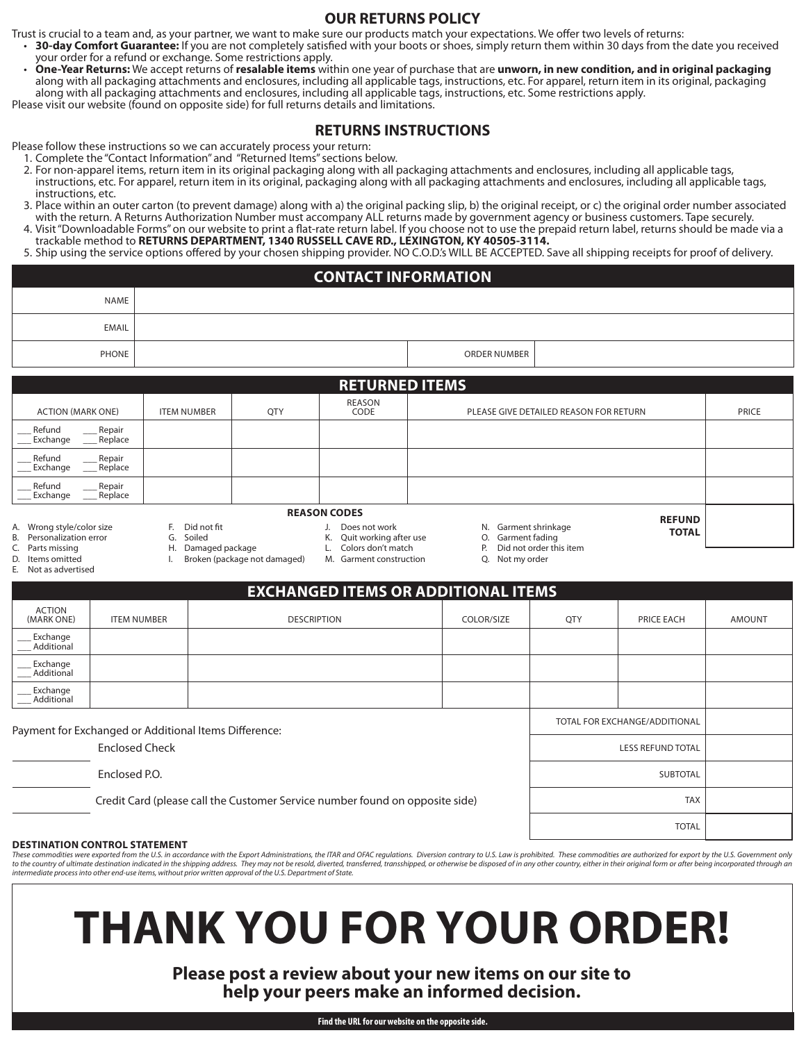## OUR RETURNS POLICY

Trust is crucial to a team and, as your partner, we want to make sure our products match your expectations. We offer two levels of returns:

- **30-day Comfort Guarantee:** If you are not completely satisfied with your boots or shoes, simply return them within 30 days from the date you received your order for a refund or exchange. Some restrictions apply.
- **One-Year Returns:** We accept returns of **resalable items** within one year of purchase that are **unworn, in new condition, and in original packaging** along with all packaging attachments and enclosures, including all applicable tags, instructions, etc. For apparel, return item in its original, packaging along with all packaging attachments and enclosures, including all applicable tags, instructions, etc. Some restrictions apply.

Please visit our website (found on opposite side) for full returns details and limitations.

## RETURNS INSTRUCTIONS

Please follow these instructions so we can accurately process your return:

1. Complete the "Contact Information" and "Returned Items" sections below.
2. For non-apparel items, return item in its original packaging along with all packaging attachments and enclosures, including all applicable tags, instructions, etc. For apparel, return item in its original, packaging along with all packaging attachments and enclosures, including all applicable tags, instructions, etc.
3. Place within an outer carton (to prevent damage) along with a) the original packing slip, b) the original receipt, or c) the original order number associated with the return. A Returns Authorization Number must accompany ALL returns made by government agency or business customers. Tape securely.
4. Visit "Downloadable Forms" on our website to print a flat-rate return label. If you choose not to use the prepaid return label, returns should be made via a trackable method to **RETURNS DEPARTMENT, 1340 RUSSELL CAVE RD., LEXINGTON, KY 40505-3114.**
5. Ship using the service options offered by your chosen shipping provider. NO C.O.D.'s WILL BE ACCEPTED. Save all shipping receipts for proof of delivery.

## CONTACT INFORMATION

| | | | |
|---|---|---|---|
| NAME | | | |
| EMAIL | | | |
| PHONE | | ORDER NUMBER | |

## RETURNED ITEMS

| ACTION (MARK ONE) | ITEM NUMBER | QTY | REASON CODE | PLEASE GIVE DETAILED REASON FOR RETURN | PRICE |
|---|---|---|---|---|---|
| ___ Refund ___ Repair ___ Exchange ___ Replace | | | | | |
| ___ Refund ___ Repair ___ Exchange ___ Replace | | | | | |
| ___ Refund ___ Repair ___ Exchange ___ Replace | | | | | |
| | | | | REFUND TOTAL | |

### REASON CODES

A. Wrong style/color size
B. Personalization error
C. Parts missing
D. Items omitted
E. Not as advertised
F. Did not fit
G. Soiled
H. Damaged package
I. Broken (package not damaged)
J. Does not work
K. Quit working after use
L. Colors don't match
M. Garment construction
N. Garment shrinkage
O. Garment fading
P. Did not order this item
Q. Not my order

## EXCHANGED ITEMS OR ADDITIONAL ITEMS

| ACTION (MARK ONE) | ITEM NUMBER | DESCRIPTION | COLOR/SIZE | QTY | PRICE EACH | AMOUNT |
|---|---|---|---|---|---|---|
| ___ Exchange ___ Additional | | | | | | |
| ___ Exchange ___ Additional | | | | | | |
| ___ Exchange ___ Additional | | | | | | |

| | |
|---|---|
| TOTAL FOR EXCHANGE/ADDITIONAL | |
| LESS REFUND TOTAL | |
| SUBTOTAL | |
| TAX | |
| TOTAL | |

Payment for Exchanged or Additional Items Difference:

______ Enclosed Check

______ Enclosed P.O.

______ Credit Card (please call the Customer Service number found on opposite side)

**DESTINATION CONTROL STATEMENT**

*These commodities were exported from the U.S. in accordance with the Export Administrations, the ITAR and OFAC regulations. Diversion contrary to U.S. Law is prohibited. These commodities are authorized for export by the U.S. Government only to the country of ultimate destination indicated in the shipping address. They may not be resold, diverted, transferred, transshipped, or otherwise be disposed of in any other country, either in their original form or after being incorporated through an intermediate process into other end-use items, without prior written approval of the U.S. Department of State.*

# THANK YOU FOR YOUR ORDER!

**Please post a review about your new items on our site to help your peers make an informed decision.**

**Find the URL for our website on the opposite side.**